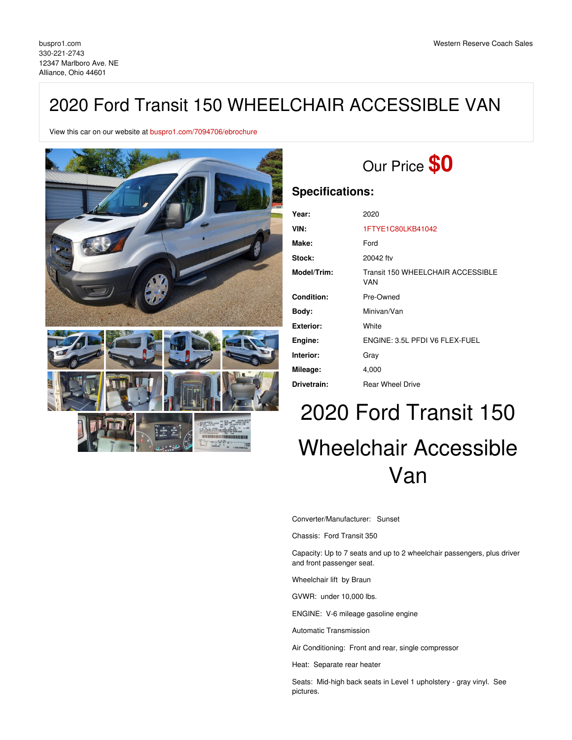buspro1.com
330-221-2743
12347 Marlboro Ave. NE
Alliance, Ohio 44601

Western Reserve Coach Sales

# 2020 Ford Transit 150 WHEELCHAIR ACCESSIBLE VAN

View this car on our website at buspro1.com/7094706/ebrochure

## Our Price **$0**

## Specifications:

| | |
|---|---|
| **Year:** | 2020 |
| **VIN:** | 1FTYE1C80LKB41042 |
| **Make:** | Ford |
| **Stock:** | 20042 ftv |
| **Model/Trim:** | Transit 150 WHEELCHAIR ACCESSIBLE VAN |
| **Condition:** | Pre-Owned |
| **Body:** | Minivan/Van |
| **Exterior:** | White |
| **Engine:** | ENGINE: 3.5L PFDI V6 FLEX-FUEL |
| **Interior:** | Gray |
| **Mileage:** | 4,000 |
| **Drivetrain:** | Rear Wheel Drive |

# 2020 Ford Transit 150 Wheelchair Accessible Van

Converter/Manufacturer: Sunset

Chassis: Ford Transit 350

Capacity: Up to 7 seats and up to 2 wheelchair passengers, plus driver and front passenger seat.

Wheelchair lift by Braun

GVWR: under 10,000 lbs.

ENGINE: V-6 mileage gasoline engine

Automatic Transmission

Air Conditioning: Front and rear, single compressor

Heat: Separate rear heater

Seats: Mid-high back seats in Level 1 upholstery - gray vinyl. See pictures.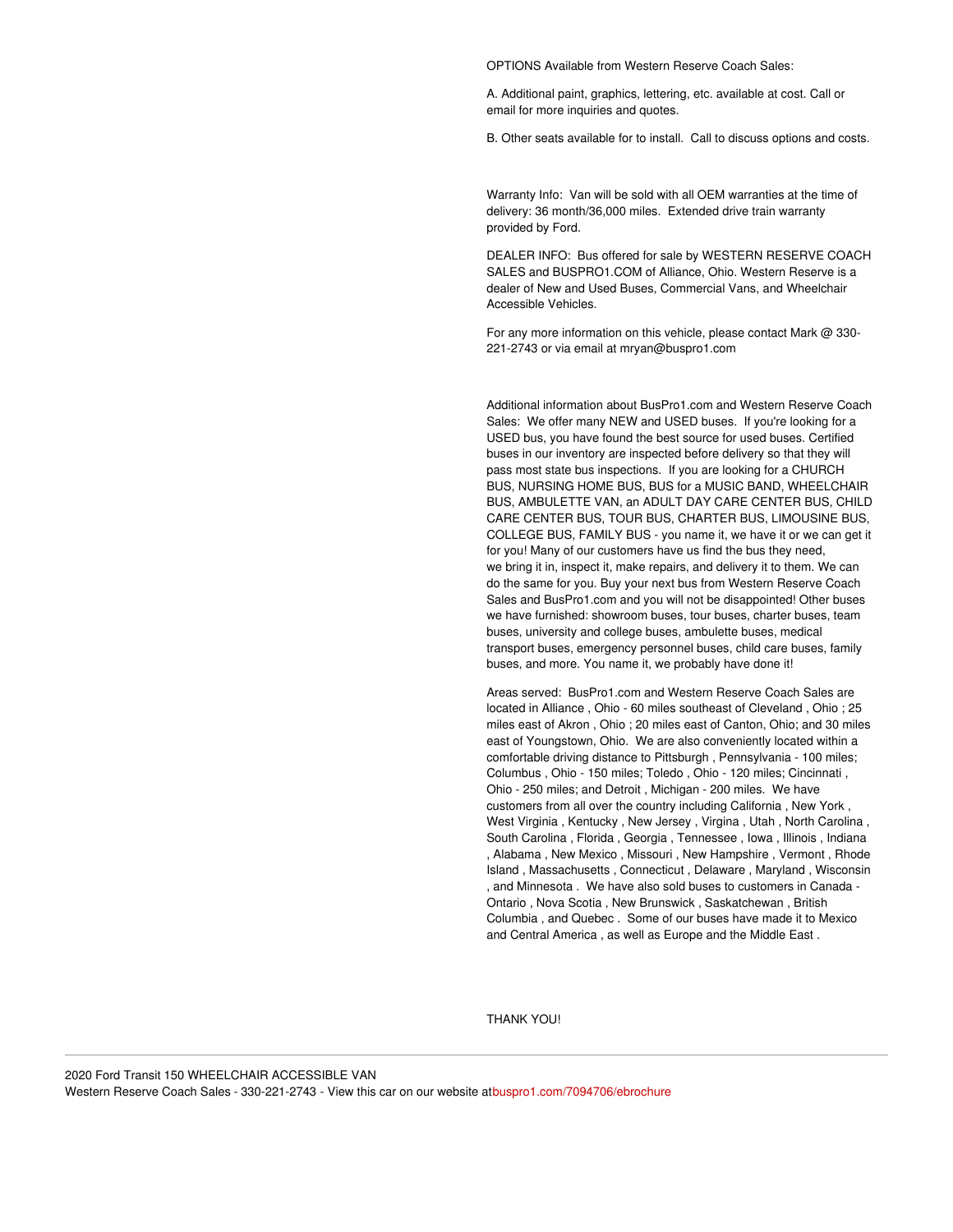OPTIONS Available from Western Reserve Coach Sales:

A. Additional paint, graphics, lettering, etc. available at cost. Call or email for more inquiries and quotes.

B. Other seats available for to install.  Call to discuss options and costs.

Warranty Info:  Van will be sold with all OEM warranties at the time of delivery: 36 month/36,000 miles.  Extended drive train warranty provided by Ford.

DEALER INFO:  Bus offered for sale by WESTERN RESERVE COACH SALES and BUSPRO1.COM of Alliance, Ohio. Western Reserve is a dealer of New and Used Buses, Commercial Vans, and Wheelchair Accessible Vehicles.

For any more information on this vehicle, please contact Mark @ 330-221-2743 or via email at mryan@buspro1.com

Additional information about BusPro1.com and Western Reserve Coach Sales:  We offer many NEW and USED buses.  If you're looking for a USED bus, you have found the best source for used buses. Certified buses in our inventory are inspected before delivery so that they will pass most state bus inspections.  If you are looking for a CHURCH BUS, NURSING HOME BUS, BUS for a MUSIC BAND, WHEELCHAIR BUS, AMBULETTE VAN, an ADULT DAY CARE CENTER BUS, CHILD CARE CENTER BUS, TOUR BUS, CHARTER BUS, LIMOUSINE BUS, COLLEGE BUS, FAMILY BUS - you name it, we have it or we can get it for you! Many of our customers have us find the bus they need, we bring it in, inspect it, make repairs, and delivery it to them. We can do the same for you. Buy your next bus from Western Reserve Coach Sales and BusPro1.com and you will not be disappointed! Other buses we have furnished: showroom buses, tour buses, charter buses, team buses, university and college buses, ambulette buses, medical transport buses, emergency personnel buses, child care buses, family buses, and more. You name it, we probably have done it!

Areas served:  BusPro1.com and Western Reserve Coach Sales are located in Alliance , Ohio - 60 miles southeast of Cleveland , Ohio ; 25 miles east of Akron , Ohio ; 20 miles east of Canton, Ohio; and 30 miles east of Youngstown, Ohio.  We are also conveniently located within a comfortable driving distance to Pittsburgh , Pennsylvania - 100 miles; Columbus , Ohio - 150 miles; Toledo , Ohio - 120 miles; Cincinnati , Ohio - 250 miles; and Detroit , Michigan - 200 miles.  We have customers from all over the country including California , New York , West Virginia , Kentucky , New Jersey , Virgina , Utah , North Carolina , South Carolina , Florida , Georgia , Tennessee , Iowa , Illinois , Indiana , Alabama , New Mexico , Missouri , New Hampshire , Vermont , Rhode Island , Massachusetts , Connecticut , Delaware , Maryland , Wisconsin , and Minnesota .  We have also sold buses to customers in Canada - Ontario , Nova Scotia , New Brunswick , Saskatchewan , British Columbia , and Quebec .  Some of our buses have made it to Mexico and Central America , as well as Europe and the Middle East .

THANK YOU!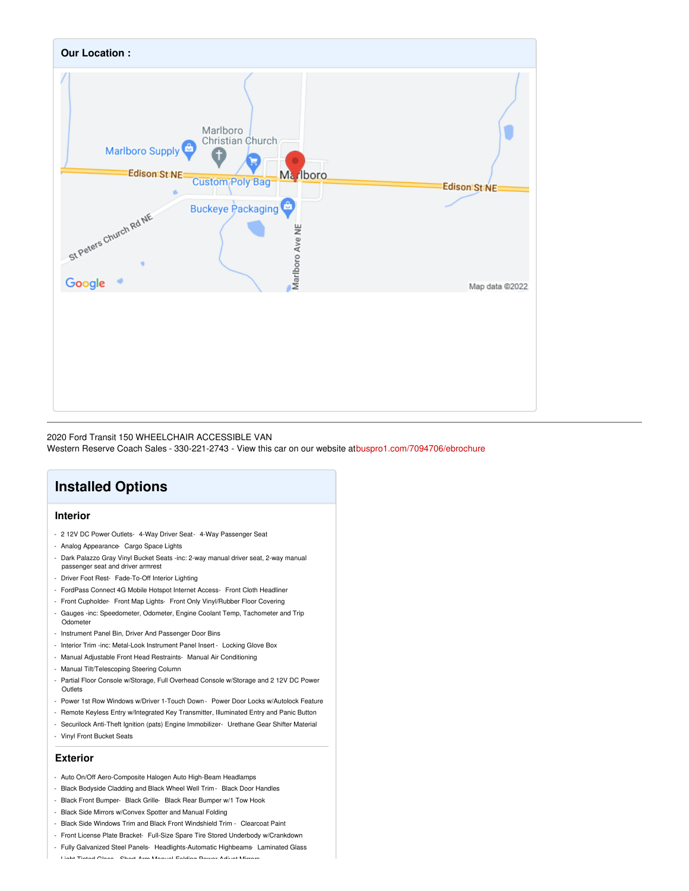**Our Location :**

2020 Ford Transit 150 WHEELCHAIR ACCESSIBLE VAN
Western Reserve Coach Sales - 330-221-2743 - View this car on our website atbuspro1.com/7094706/ebrochure

## Installed Options

### Interior

- 2 12V DC Power Outlets- 4-Way Driver Seat- 4-Way Passenger Seat
- Analog Appearance- Cargo Space Lights
- Dark Palazzo Gray Vinyl Bucket Seats -inc: 2-way manual driver seat, 2-way manual passenger seat and driver armrest
- Driver Foot Rest- Fade-To-Off Interior Lighting
- FordPass Connect 4G Mobile Hotspot Internet Access- Front Cloth Headliner
- Front Cupholder- Front Map Lights- Front Only Vinyl/Rubber Floor Covering
- Gauges -inc: Speedometer, Odometer, Engine Coolant Temp, Tachometer and Trip Odometer
- Instrument Panel Bin, Driver And Passenger Door Bins
- Interior Trim -inc: Metal-Look Instrument Panel Insert - Locking Glove Box
- Manual Adjustable Front Head Restraints- Manual Air Conditioning
- Manual Tilt/Telescoping Steering Column
- Partial Floor Console w/Storage, Full Overhead Console w/Storage and 2 12V DC Power Outlets
- Power 1st Row Windows w/Driver 1-Touch Down - Power Door Locks w/Autolock Feature
- Remote Keyless Entry w/Integrated Key Transmitter, Illuminated Entry and Panic Button
- Securilock Anti-Theft Ignition (pats) Engine Immobilizer- Urethane Gear Shifter Material
- Vinyl Front Bucket Seats

### Exterior

- Auto On/Off Aero-Composite Halogen Auto High-Beam Headlamps
- Black Bodyside Cladding and Black Wheel Well Trim - Black Door Handles
- Black Front Bumper- Black Grille- Black Rear Bumper w/1 Tow Hook
- Black Side Mirrors w/Convex Spotter and Manual Folding
- Black Side Windows Trim and Black Front Windshield Trim - Clearcoat Paint
- Front License Plate Bracket- Full-Size Spare Tire Stored Underbody w/Crankdown
- Fully Galvanized Steel Panels- Headlights-Automatic Highbeams- Laminated Glass
- Light Tinted Glass- Short Arm Manual Folding Power Adjust Mirrors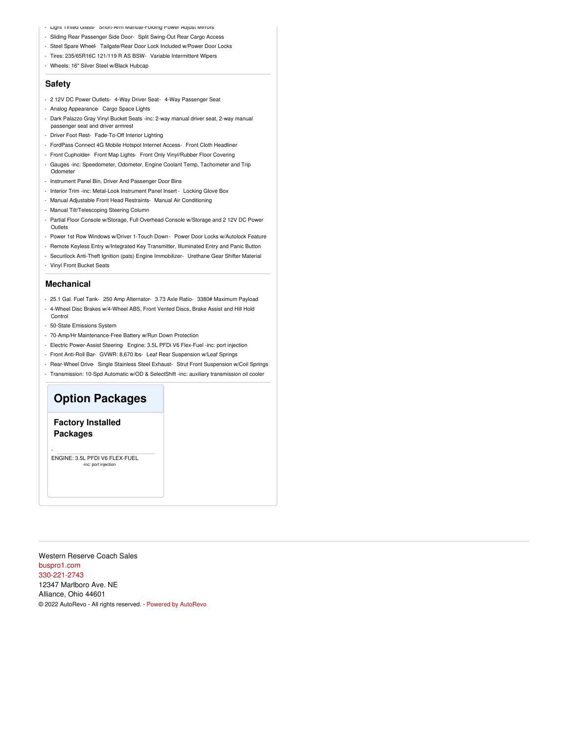- Light Tinted Glass- Short-Arm Manual-Folding Power Adjust Mirrors
- Sliding Rear Passenger Side Door- Split Swing-Out Rear Cargo Access
- Steel Spare Wheel- Tailgate/Rear Door Lock Included w/Power Door Locks
- Tires: 235/65R16C 121/119 R AS BSW- Variable Intermittent Wipers
- Wheels: 16" Silver Steel w/Black Hubcap

## Safety

- 2 12V DC Power Outlets- 4-Way Driver Seat- 4-Way Passenger Seat
- Analog Appearance- Cargo Space Lights
- Dark Palazzo Gray Vinyl Bucket Seats -inc: 2-way manual driver seat, 2-way manual passenger seat and driver armrest
- Driver Foot Rest- Fade-To-Off Interior Lighting
- FordPass Connect 4G Mobile Hotspot Internet Access- Front Cloth Headliner
- Front Cupholder- Front Map Lights- Front Only Vinyl/Rubber Floor Covering
- Gauges -inc: Speedometer, Odometer, Engine Coolant Temp, Tachometer and Trip Odometer
- Instrument Panel Bin, Driver And Passenger Door Bins
- Interior Trim -inc: Metal-Look Instrument Panel Insert- Locking Glove Box
- Manual Adjustable Front Head Restraints- Manual Air Conditioning
- Manual Tilt/Telescoping Steering Column
- Partial Floor Console w/Storage, Full Overhead Console w/Storage and 2 12V DC Power Outlets
- Power 1st Row Windows w/Driver 1-Touch Down- Power Door Locks w/Autolock Feature
- Remote Keyless Entry w/Integrated Key Transmitter, Illuminated Entry and Panic Button
- Securilock Anti-Theft Ignition (pats) Engine Immobilizer- Urethane Gear Shifter Material
- Vinyl Front Bucket Seats

## Mechanical

- 25.1 Gal. Fuel Tank- 250 Amp Alternator- 3.73 Axle Ratio- 3380# Maximum Payload
- 4-Wheel Disc Brakes w/4-Wheel ABS, Front Vented Discs, Brake Assist and Hill Hold Control
- 50-State Emissions System
- 70-Amp/Hr Maintenance-Free Battery w/Run Down Protection
- Electric Power-Assist Steering- Engine: 3.5L PFDi V6 Flex-Fuel -inc: port injection
- Front Anti-Roll Bar- GVWR: 8,670 lbs- Leaf Rear Suspension w/Leaf Springs
- Rear-Wheel Drive- Single Stainless Steel Exhaust- Strut Front Suspension w/Coil Springs
- Transmission: 10-Spd Automatic w/OD & SelectShift -inc: auxiliary transmission oil cooler

## Option Packages

### Factory Installed Packages

-

ENGINE: 3.5L PFDI V6 FLEX-FUEL
-inc: port injection

Western Reserve Coach Sales
buspro1.com
330-221-2743
12347 Marlboro Ave. NE
Alliance, Ohio 44601
© 2022 AutoRevo - All rights reserved. - Powered by AutoRevo